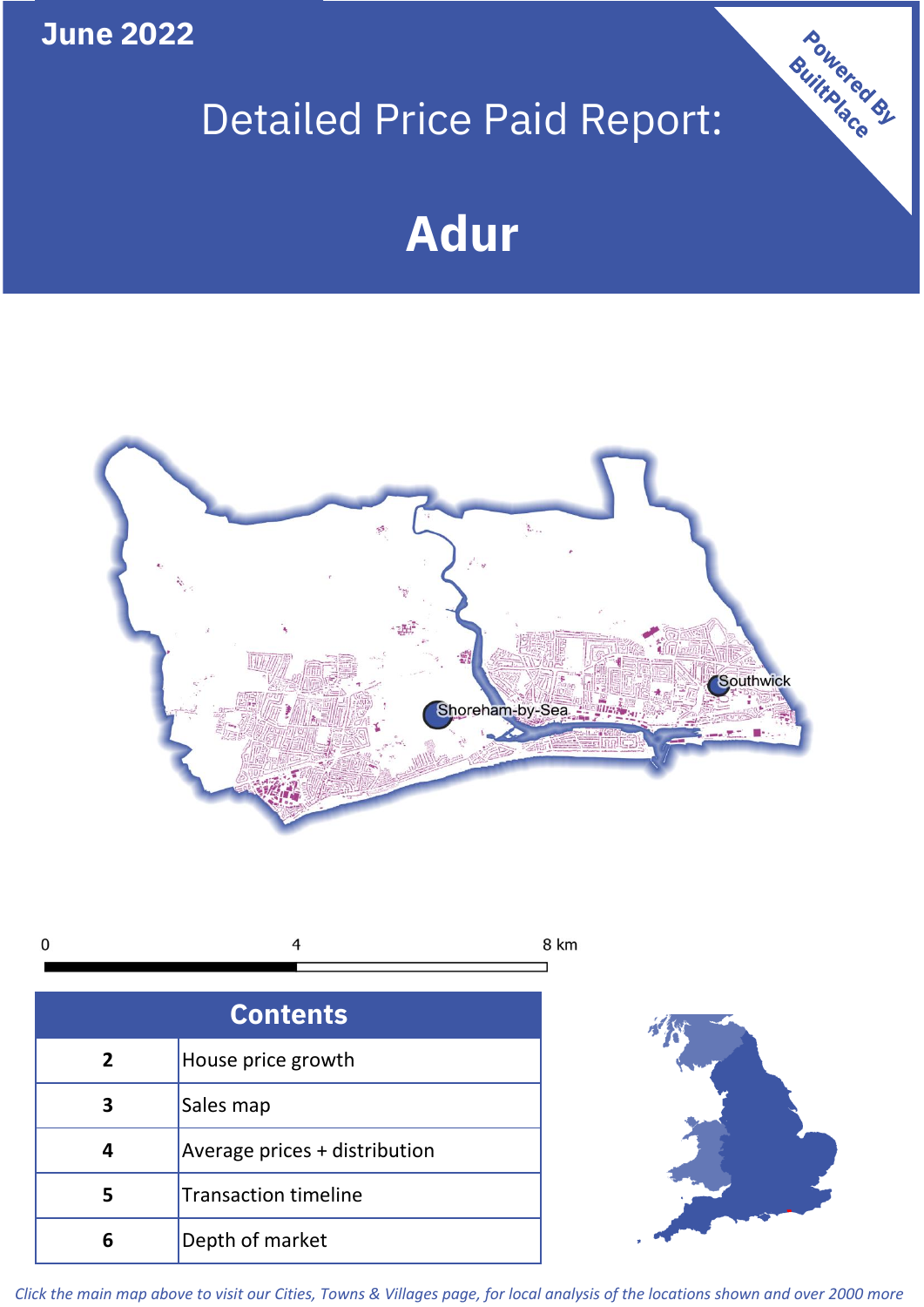June 2022

# Detailed Price Paid Report:

# Adur

Powered By BuiltPlace

Shoreham-by-Sea

Southwick

0 4 8 km

| Contents | |
|---|---|
| 2 | House price growth |
| 3 | Sales map |
| 4 | Average prices + distribution |
| 5 | Transaction timeline |
| 6 | Depth of market |

*Click the main map above to visit our Cities, Towns & Villages page, for local analysis of the locations shown and over 2000 more*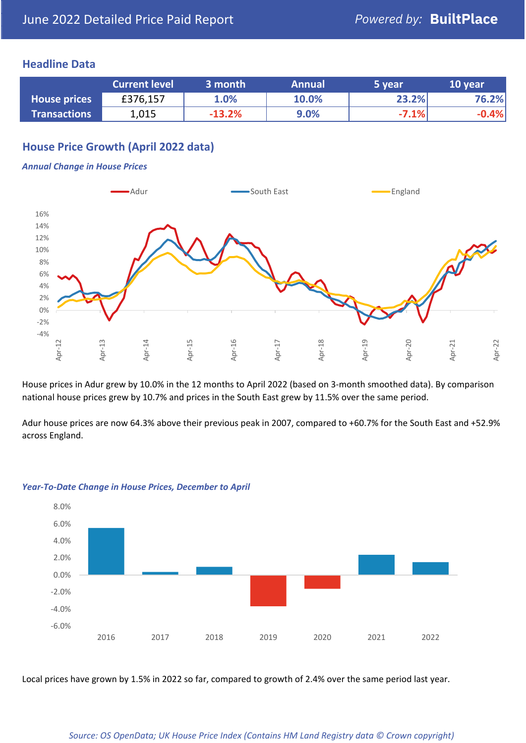June 2022 Detailed Price Paid Report

Powered by: **BuiltPlace**

## Headline Data

| | Current level | 3 month | Annual | 5 year | 10 year |
|---|---|---|---|---|---|
| **House prices** | £376,157 | 1.0% | 10.0% | 23.2% | 76.2% |
| **Transactions** | 1,015 | -13.2% | 9.0% | -7.1% | -0.4% |

## House Price Growth (April 2022 data)

***Annual Change in House Prices***

House prices in Adur grew by 10.0% in the 12 months to April 2022 (based on 3-month smoothed data). By comparison national house prices grew by 10.7% and prices in the South East grew by 11.5% over the same period.

Adur house prices are now 64.3% above their previous peak in 2007, compared to +60.7% for the South East and +52.9% across England.

***Year-To-Date Change in House Prices, December to April***

Local prices have grown by 1.5% in 2022 so far, compared to growth of 2.4% over the same period last year.

*Source: OS OpenData; UK House Price Index (Contains HM Land Registry data © Crown copyright)*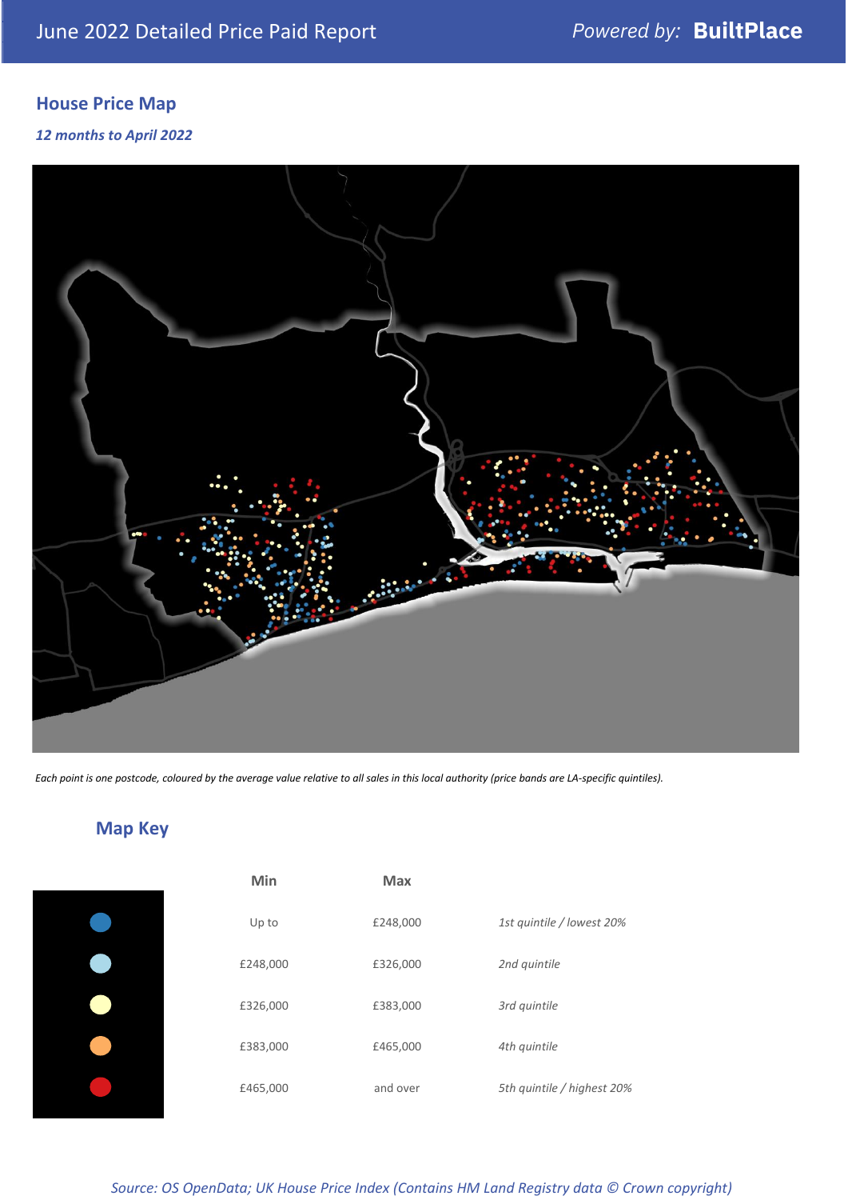## House Price Map

*12 months to April 2022*

*Each point is one postcode, coloured by the average value relative to all sales in this local authority (price bands are LA-specific quintiles).*

## Map Key

| | Min | Max | |
|---|---|---|---|
| | Up to | £248,000 | *1st quintile / lowest 20%* |
| | £248,000 | £326,000 | *2nd quintile* |
| | £326,000 | £383,000 | *3rd quintile* |
| | £383,000 | £465,000 | *4th quintile* |
| | £465,000 | and over | *5th quintile / highest 20%* |

*Source: OS OpenData; UK House Price Index (Contains HM Land Registry data © Crown copyright)*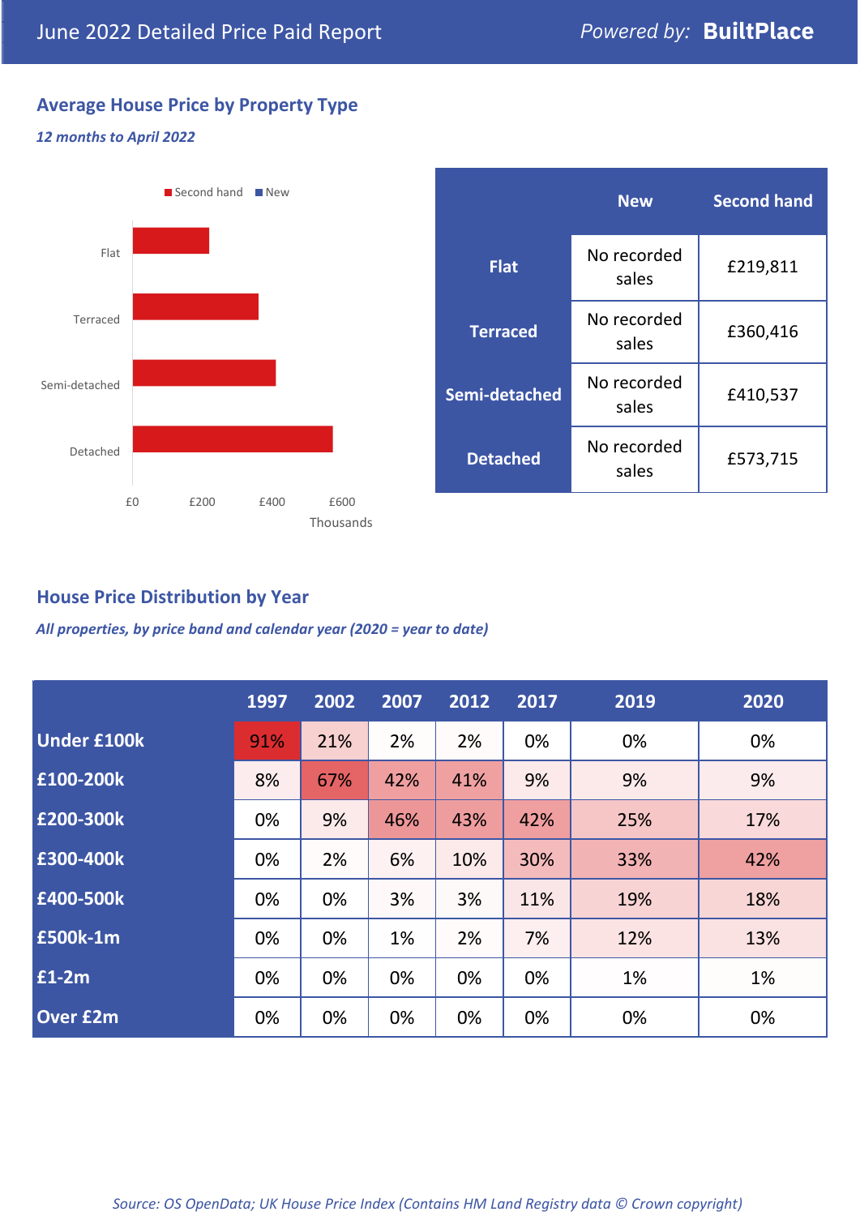June 2022 Detailed Price Paid Report

*Powered by:* **BuiltPlace**

## Average House Price by Property Type

***12 months to April 2022***

| | New | Second hand |
|---|---|---|
| **Flat** | No recorded sales | £219,811 |
| **Terraced** | No recorded sales | £360,416 |
| **Semi-detached** | No recorded sales | £410,537 |
| **Detached** | No recorded sales | £573,715 |

## House Price Distribution by Year

***All properties, by price band and calendar year (2020 = year to date)***

| | 1997 | 2002 | 2007 | 2012 | 2017 | 2019 | 2020 |
|---|---|---|---|---|---|---|---|
| **Under £100k** | 91% | 21% | 2% | 2% | 0% | 0% | 0% |
| **£100-200k** | 8% | 67% | 42% | 41% | 9% | 9% | 9% |
| **£200-300k** | 0% | 9% | 46% | 43% | 42% | 25% | 17% |
| **£300-400k** | 0% | 2% | 6% | 10% | 30% | 33% | 42% |
| **£400-500k** | 0% | 0% | 3% | 3% | 11% | 19% | 18% |
| **£500k-1m** | 0% | 0% | 1% | 2% | 7% | 12% | 13% |
| **£1-2m** | 0% | 0% | 0% | 0% | 0% | 1% | 1% |
| **Over £2m** | 0% | 0% | 0% | 0% | 0% | 0% | 0% |

*Source: OS OpenData; UK House Price Index (Contains HM Land Registry data © Crown copyright)*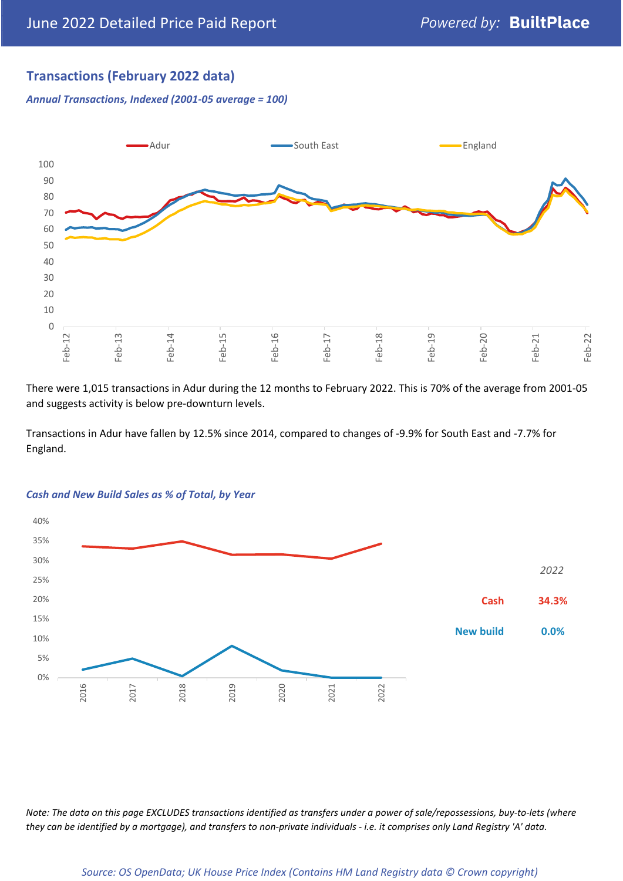## Transactions (February 2022 data)

*Annual Transactions, Indexed (2001-05 average = 100)*

There were 1,015 transactions in Adur during the 12 months to February 2022. This is 70% of the average from 2001-05 and suggests activity is below pre-downturn levels.

Transactions in Adur have fallen by 12.5% since 2014, compared to changes of -9.9% for South East and -7.7% for England.

*Cash and New Build Sales as % of Total, by Year*

| | 2022 |
|---|---|
| Cash | 34.3% |
| New build | 0.0% |

*Note: The data on this page EXCLUDES transactions identified as transfers under a power of sale/repossessions, buy-to-lets (where they can be identified by a mortgage), and transfers to non-private individuals - i.e. it comprises only Land Registry 'A' data.*

*Source: OS OpenData; UK House Price Index (Contains HM Land Registry data © Crown copyright)*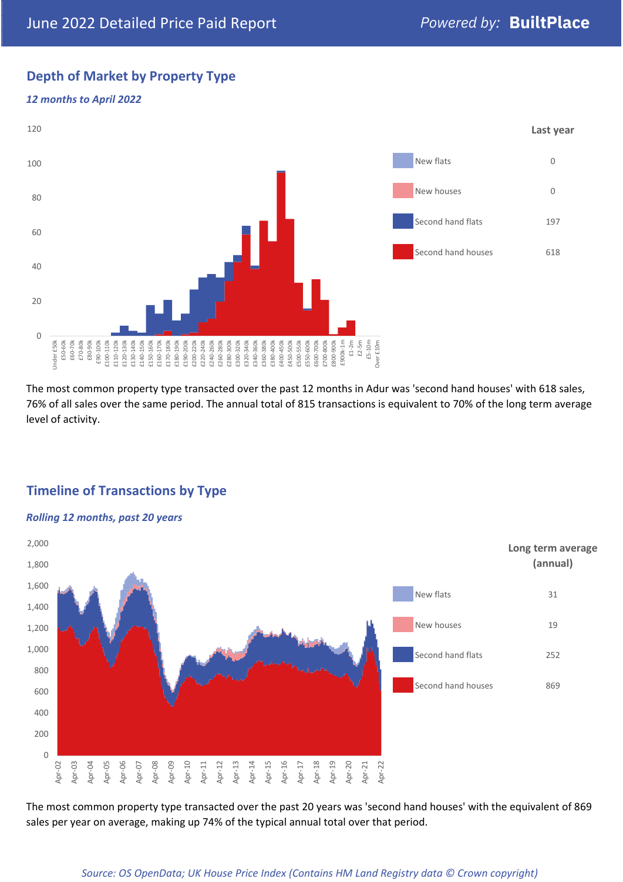June 2022 Detailed Price Paid Report

*Powered by:* **BuiltPlace**

## Depth of Market by Property Type

*12 months to April 2022*

120
100
80
60
40
20
0

Under £50k, £50-60k, £60-70k, £70-80k, £80-90k, £90-100k, £100-110k, £110-120k, £120-130k, £130-140k, £140-150k, £150-160k, £160-170k, £170-180k, £180-190k, £190-200k, £200-220k, £220-240k, £240-260k, £260-280k, £280-300k, £300-320k, £320-340k, £340-360k, £360-380k, £380-400k, £400-450k, £450-500k, £500-550k, £550-600k, £600-700k, £700-800k, £800-900k, £900k-1m, £1-2m, £2-5m, £5-10m, Over £10m

Last year

New flats 0

New houses 0

Second hand flats 197

Second hand houses 618

The most common property type transacted over the past 12 months in Adur was 'second hand houses' with 618 sales, 76% of all sales over the same period. The annual total of 815 transactions is equivalent to 70% of the long term average level of activity.

## Timeline of Transactions by Type

*Rolling 12 months, past 20 years*

2,000
1,800
1,600
1,400
1,200
1,000
800
600
400
200
0

Apr-02, Apr-03, Apr-04, Apr-05, Apr-06, Apr-07, Apr-08, Apr-09, Apr-10, Apr-11, Apr-12, Apr-13, Apr-14, Apr-15, Apr-16, Apr-17, Apr-18, Apr-19, Apr-20, Apr-21, Apr-22

Long term average (annual)

New flats 31

New houses 19

Second hand flats 252

Second hand houses 869

The most common property type transacted over the past 20 years was 'second hand houses' with the equivalent of 869 sales per year on average, making up 74% of the typical annual total over that period.

*Source: OS OpenData; UK House Price Index (Contains HM Land Registry data © Crown copyright)*